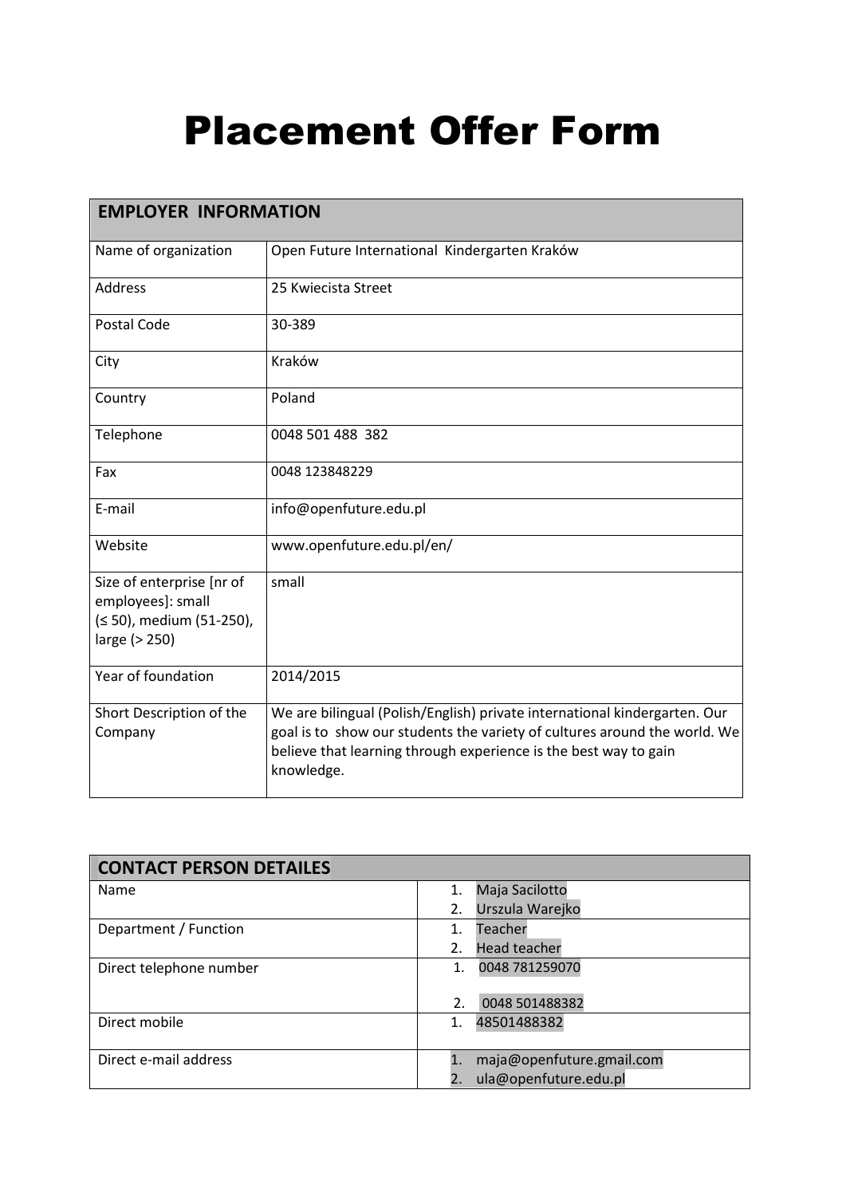# Placement Offer Form

| EMPLOYER INFORMATION | |
|---|---|
| Name of organization | Open Future International Kindergarten Kraków |
| Address | 25 Kwiecista Street |
| Postal Code | 30-389 |
| City | Kraków |
| Country | Poland |
| Telephone | 0048 501 488 382 |
| Fax | 0048 123848229 |
| E-mail | info@openfuture.edu.pl |
| Website | www.openfuture.edu.pl/en/ |
| Size of enterprise [nr of employees]: small (≤ 50), medium (51-250), large (> 250) | small |
| Year of foundation | 2014/2015 |
| Short Description of the Company | We are bilingual (Polish/English) private international kindergarten. Our goal is to show our students the variety of cultures around the world. We believe that learning through experience is the best way to gain knowledge. |

| CONTACT PERSON DETAILES | |
|---|---|
| Name | 1. Maja Sacilotto<br>2. Urszula Warejko |
| Department / Function | 1. Teacher<br>2. Head teacher |
| Direct telephone number | 1. 0048 781259070<br>2. 0048 501488382 |
| Direct mobile | 1. 48501488382 |
| Direct e-mail address | 1. maja@openfuture.gmail.com<br>2. ula@openfuture.edu.pl |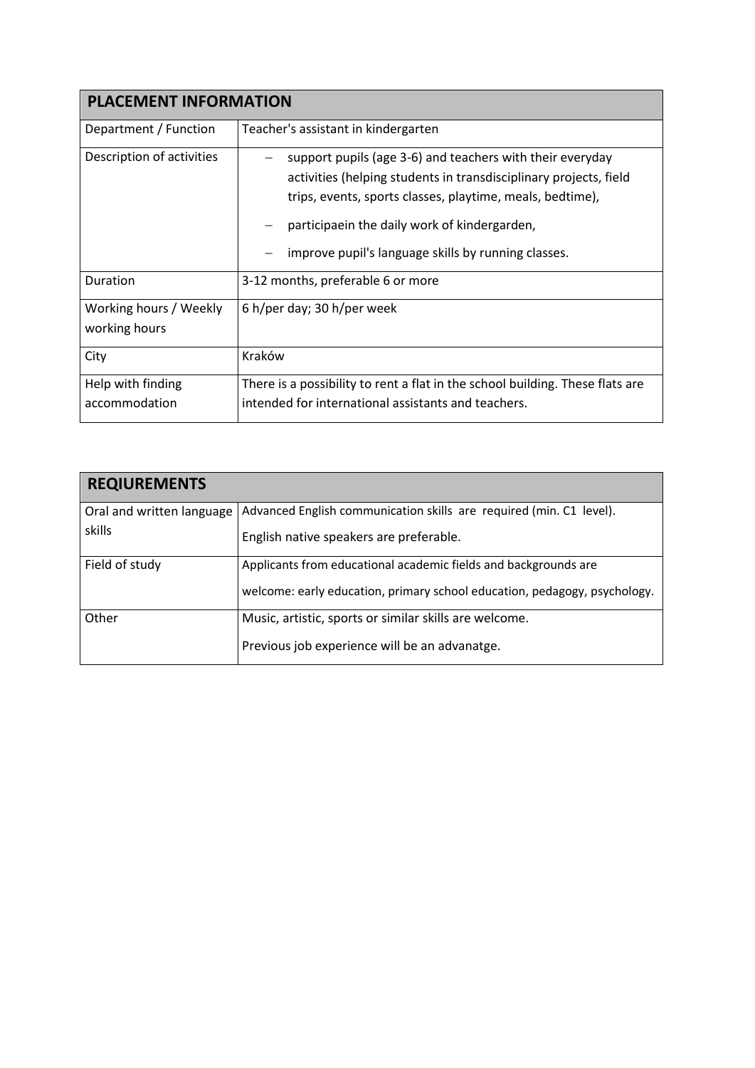| PLACEMENT INFORMATION | |
|---|---|
| Department / Function | Teacher's assistant in kindergarten |
| Description of activities | – support pupils (age 3-6) and teachers with their everyday activities (helping students in transdisciplinary projects, field trips, events, sports classes, playtime, meals, bedtime),<br>– participaein the daily work of kindergarden,<br>– improve pupil's language skills by running classes. |
| Duration | 3-12 months, preferable 6 or more |
| Working hours / Weekly working hours | 6 h/per day; 30 h/per week |
| City | Kraków |
| Help with finding accommodation | There is a possibility to rent a flat in the school building. These flats are intended for international assistants and teachers. |

| REQIUREMENTS | |
|---|---|
| Oral and written language skills | Advanced English communication skills are required (min. C1 level).<br>English native speakers are preferable. |
| Field of study | Applicants from educational academic fields and backgrounds are<br>welcome: early education, primary school education, pedagogy, psychology. |
| Other | Music, artistic, sports or similar skills are welcome.<br>Previous job experience will be an advanatge. |